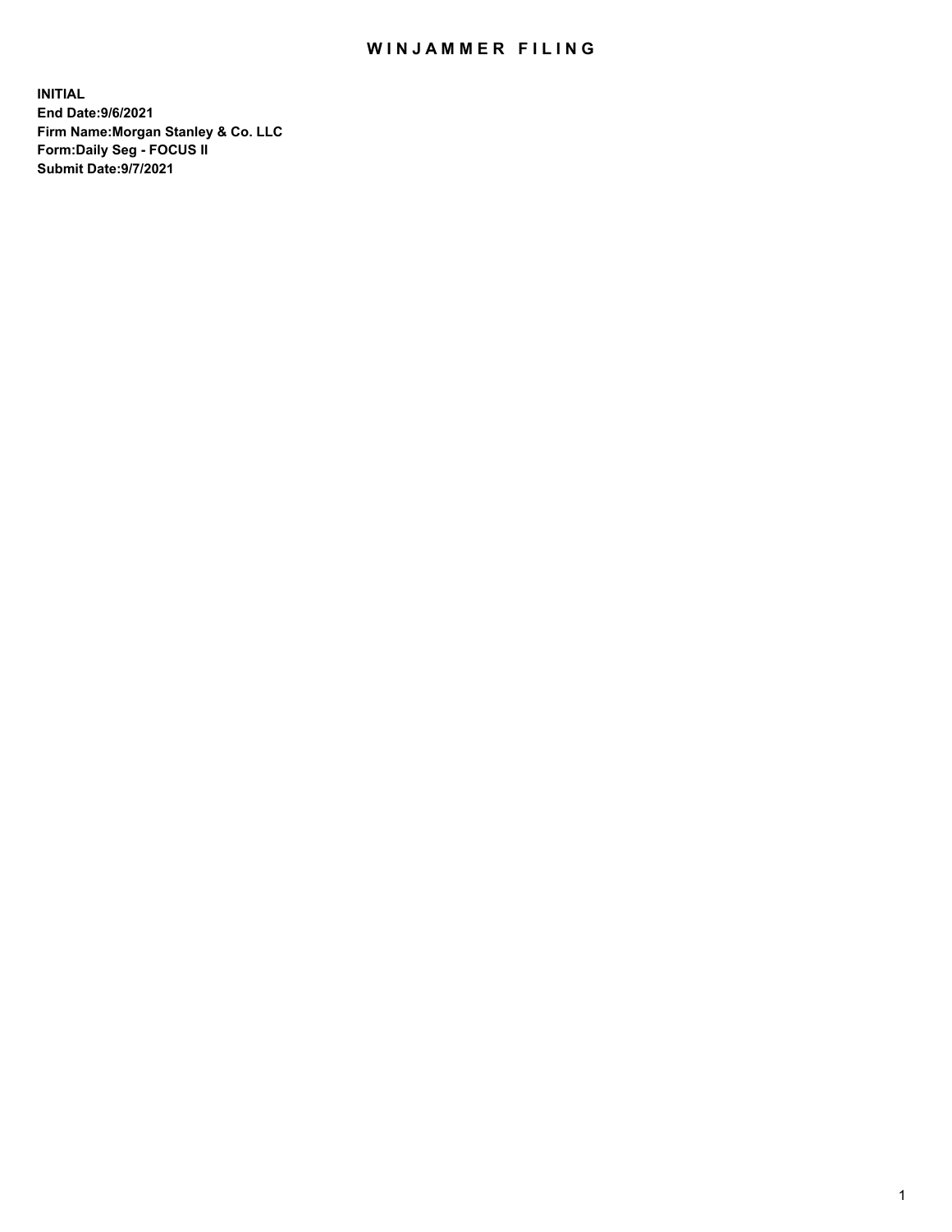# WINJAMMER FILING

**INITIAL**
**End Date:9/6/2021**
**Firm Name:Morgan Stanley & Co. LLC**
**Form:Daily Seg - FOCUS II**
**Submit Date:9/7/2021**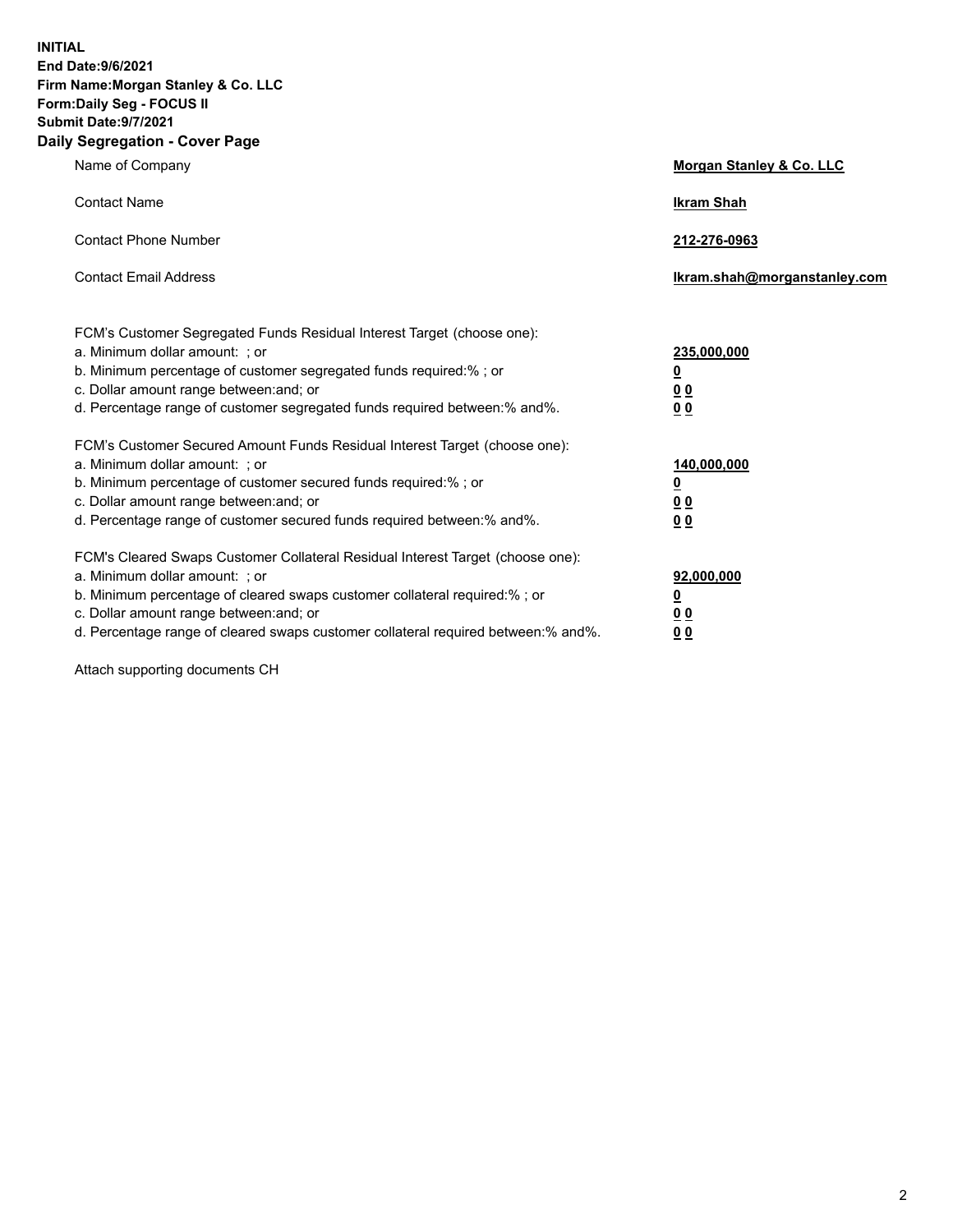**INITIAL**
**End Date:9/6/2021**
**Firm Name:Morgan Stanley & Co. LLC**
**Form:Daily Seg - FOCUS II**
**Submit Date:9/7/2021**

## Daily Segregation - Cover Page

| | |
|---|---|
| Name of Company | **Morgan Stanley & Co. LLC** |
| Contact Name | **Ikram Shah** |
| Contact Phone Number | **212-276-0963** |
| Contact Email Address | **Ikram.shah@morganstanley.com** |

| | |
|---|---|
| FCM's Customer Segregated Funds Residual Interest Target (choose one): | |
| a. Minimum dollar amount: ; or | **235,000,000** |
| b. Minimum percentage of customer segregated funds required:% ; or | **0** |
| c. Dollar amount range between:and; or | **0 0** |
| d. Percentage range of customer segregated funds required between:% and%. | **0 0** |
| FCM's Customer Secured Amount Funds Residual Interest Target (choose one): | |
| a. Minimum dollar amount: ; or | **140,000,000** |
| b. Minimum percentage of customer secured funds required:% ; or | **0** |
| c. Dollar amount range between:and; or | **0 0** |
| d. Percentage range of customer secured funds required between:% and%. | **0 0** |
| FCM's Cleared Swaps Customer Collateral Residual Interest Target (choose one): | |
| a. Minimum dollar amount: ; or | **92,000,000** |
| b. Minimum percentage of cleared swaps customer collateral required:% ; or | **0** |
| c. Dollar amount range between:and; or | **0 0** |
| d. Percentage range of cleared swaps customer collateral required between:% and%. | **0 0** |

Attach supporting documents CH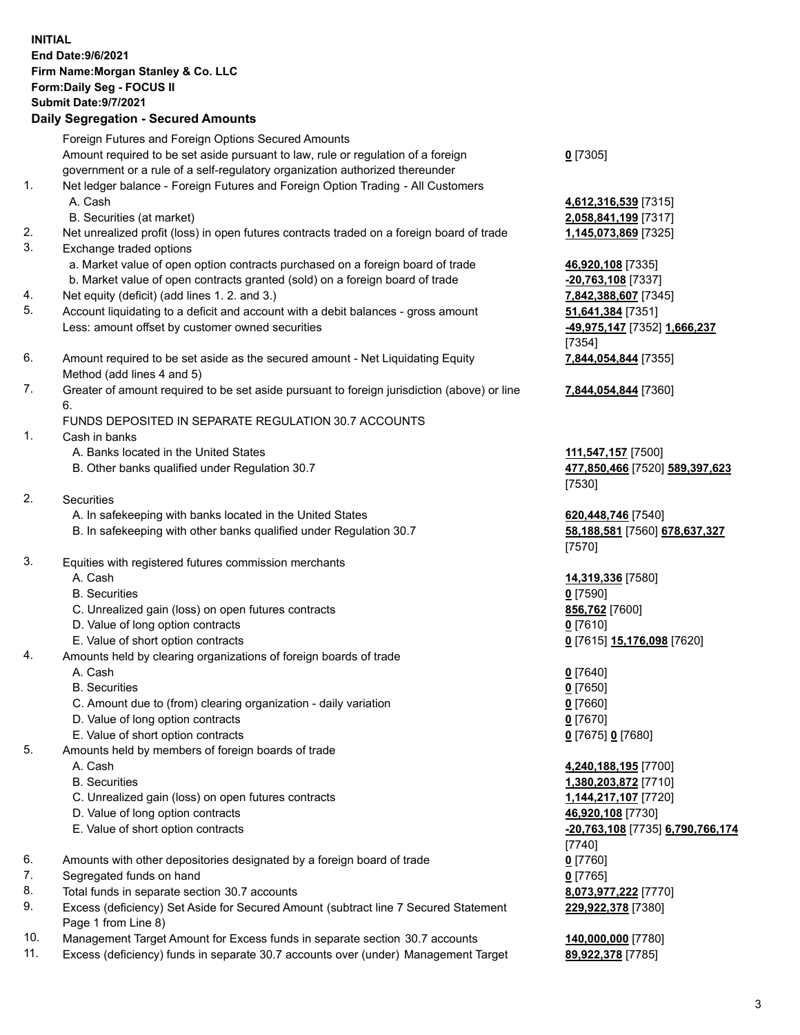**INITIAL**
**End Date:9/6/2021**
**Firm Name:Morgan Stanley & Co. LLC**
**Form:Daily Seg - FOCUS II**
**Submit Date:9/7/2021**

**Daily Segregation - Secured Amounts**

| | | |
|---|---|---|
| | Foreign Futures and Foreign Options Secured Amounts | |
| | Amount required to be set aside pursuant to law, rule or regulation of a foreign government or a rule of a self-regulatory organization authorized thereunder | **0** [7305] |
| 1. | Net ledger balance - Foreign Futures and Foreign Option Trading - All Customers | |
| | A. Cash | **4,612,316,539** [7315] |
| | B. Securities (at market) | **2,058,841,199** [7317] |
| 2. | Net unrealized profit (loss) in open futures contracts traded on a foreign board of trade | **1,145,073,869** [7325] |
| 3. | Exchange traded options | |
| | a. Market value of open option contracts purchased on a foreign board of trade | **46,920,108** [7335] |
| | b. Market value of open contracts granted (sold) on a foreign board of trade | **-20,763,108** [7337] |
| 4. | Net equity (deficit) (add lines 1. 2. and 3.) | **7,842,388,607** [7345] |
| 5. | Account liquidating to a deficit and account with a debit balances - gross amount | **51,641,384** [7351] |
| | Less: amount offset by customer owned securities | **-49,975,147** [7352] **1,666,237** [7354] |
| 6. | Amount required to be set aside as the secured amount - Net Liquidating Equity Method (add lines 4 and 5) | **7,844,054,844** [7355] |
| 7. | Greater of amount required to be set aside pursuant to foreign jurisdiction (above) or line 6. | **7,844,054,844** [7360] |
| | FUNDS DEPOSITED IN SEPARATE REGULATION 30.7 ACCOUNTS | |
| 1. | Cash in banks | |
| | A. Banks located in the United States | **111,547,157** [7500] |
| | B. Other banks qualified under Regulation 30.7 | **477,850,466** [7520] **589,397,623** [7530] |
| 2. | Securities | |
| | A. In safekeeping with banks located in the United States | **620,448,746** [7540] |
| | B. In safekeeping with other banks qualified under Regulation 30.7 | **58,188,581** [7560] **678,637,327** [7570] |
| 3. | Equities with registered futures commission merchants | |
| | A. Cash | **14,319,336** [7580] |
| | B. Securities | **0** [7590] |
| | C. Unrealized gain (loss) on open futures contracts | **856,762** [7600] |
| | D. Value of long option contracts | **0** [7610] |
| | E. Value of short option contracts | **0** [7615] **15,176,098** [7620] |
| 4. | Amounts held by clearing organizations of foreign boards of trade | |
| | A. Cash | **0** [7640] |
| | B. Securities | **0** [7650] |
| | C. Amount due to (from) clearing organization - daily variation | **0** [7660] |
| | D. Value of long option contracts | **0** [7670] |
| | E. Value of short option contracts | **0** [7675] **0** [7680] |
| 5. | Amounts held by members of foreign boards of trade | |
| | A. Cash | **4,240,188,195** [7700] |
| | B. Securities | **1,380,203,872** [7710] |
| | C. Unrealized gain (loss) on open futures contracts | **1,144,217,107** [7720] |
| | D. Value of long option contracts | **46,920,108** [7730] |
| | E. Value of short option contracts | **-20,763,108** [7735] **6,790,766,174** [7740] |
| 6. | Amounts with other depositories designated by a foreign board of trade | **0** [7760] |
| 7. | Segregated funds on hand | **0** [7765] |
| 8. | Total funds in separate section 30.7 accounts | **8,073,977,222** [7770] |
| 9. | Excess (deficiency) Set Aside for Secured Amount (subtract line 7 Secured Statement Page 1 from Line 8) | **229,922,378** [7380] |
| 10. | Management Target Amount for Excess funds in separate section 30.7 accounts | **140,000,000** [7780] |
| 11. | Excess (deficiency) funds in separate 30.7 accounts over (under) Management Target | **89,922,378** [7785] |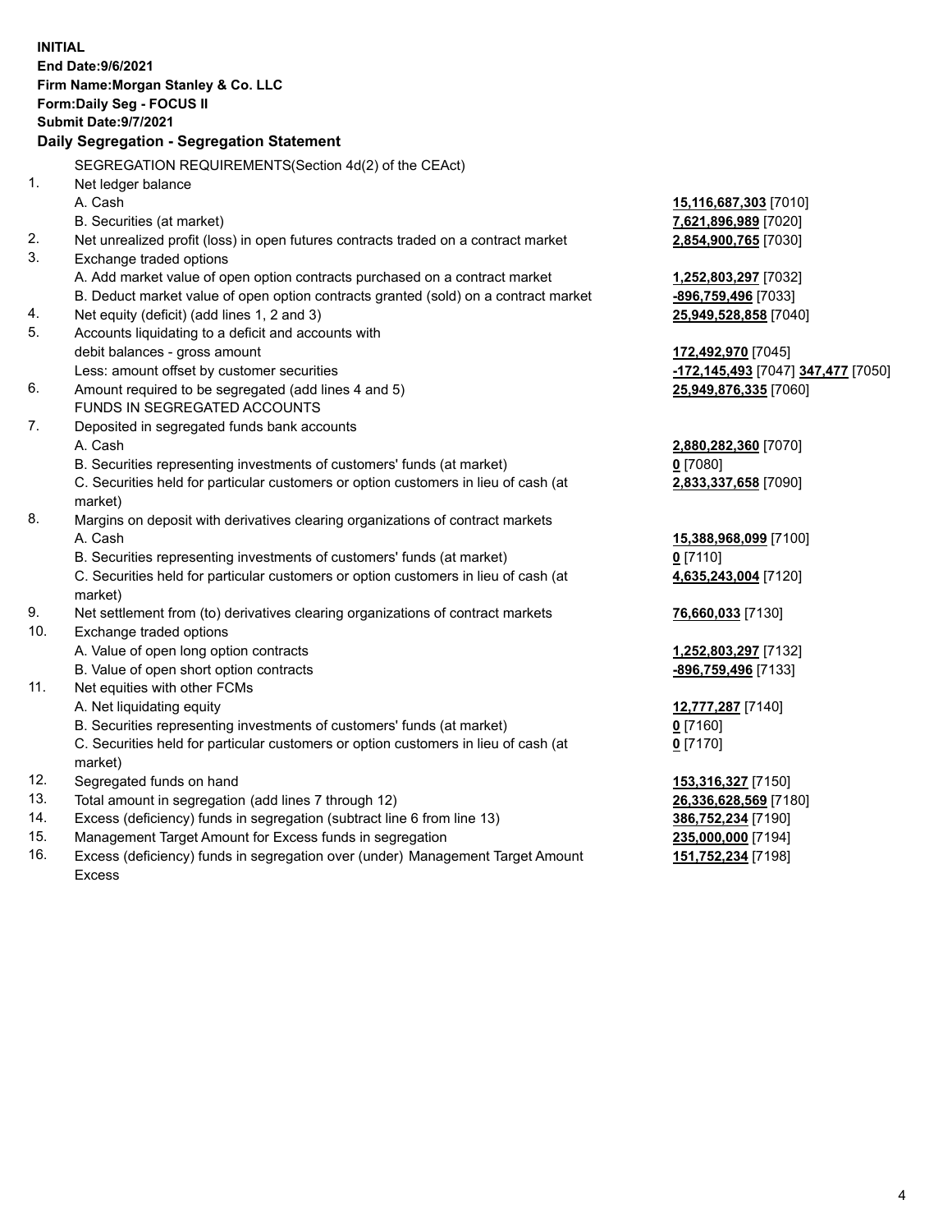**INITIAL**
**End Date:9/6/2021**
**Firm Name:Morgan Stanley & Co. LLC**
**Form:Daily Seg - FOCUS II**
**Submit Date:9/7/2021**

### Daily Segregation - Segregation Statement

SEGREGATION REQUIREMENTS(Section 4d(2) of the CEAct)

| | | |
|---|---|---|
| 1. | Net ledger balance | |
| | A. Cash | **15,116,687,303** [7010] |
| | B. Securities (at market) | **7,621,896,989** [7020] |
| 2. | Net unrealized profit (loss) in open futures contracts traded on a contract market | **2,854,900,765** [7030] |
| 3. | Exchange traded options | |
| | A. Add market value of open option contracts purchased on a contract market | **1,252,803,297** [7032] |
| | B. Deduct market value of open option contracts granted (sold) on a contract market | **-896,759,496** [7033] |
| 4. | Net equity (deficit) (add lines 1, 2 and 3) | **25,949,528,858** [7040] |
| 5. | Accounts liquidating to a deficit and accounts with | |
| | debit balances - gross amount | **172,492,970** [7045] |
| | Less: amount offset by customer securities | **-172,145,493** [7047] **347,477** [7050] |
| 6. | Amount required to be segregated (add lines 4 and 5) | **25,949,876,335** [7060] |
| | FUNDS IN SEGREGATED ACCOUNTS | |
| 7. | Deposited in segregated funds bank accounts | |
| | A. Cash | **2,880,282,360** [7070] |
| | B. Securities representing investments of customers' funds (at market) | **0** [7080] |
| | C. Securities held for particular customers or option customers in lieu of cash (at market) | **2,833,337,658** [7090] |
| 8. | Margins on deposit with derivatives clearing organizations of contract markets | |
| | A. Cash | **15,388,968,099** [7100] |
| | B. Securities representing investments of customers' funds (at market) | **0** [7110] |
| | C. Securities held for particular customers or option customers in lieu of cash (at market) | **4,635,243,004** [7120] |
| 9. | Net settlement from (to) derivatives clearing organizations of contract markets | **76,660,033** [7130] |
| 10. | Exchange traded options | |
| | A. Value of open long option contracts | **1,252,803,297** [7132] |
| | B. Value of open short option contracts | **-896,759,496** [7133] |
| 11. | Net equities with other FCMs | |
| | A. Net liquidating equity | **12,777,287** [7140] |
| | B. Securities representing investments of customers' funds (at market) | **0** [7160] |
| | C. Securities held for particular customers or option customers in lieu of cash (at market) | **0** [7170] |
| 12. | Segregated funds on hand | **153,316,327** [7150] |
| 13. | Total amount in segregation (add lines 7 through 12) | **26,336,628,569** [7180] |
| 14. | Excess (deficiency) funds in segregation (subtract line 6 from line 13) | **386,752,234** [7190] |
| 15. | Management Target Amount for Excess funds in segregation | **235,000,000** [7194] |
| 16. | Excess (deficiency) funds in segregation over (under) Management Target Amount Excess | **151,752,234** [7198] |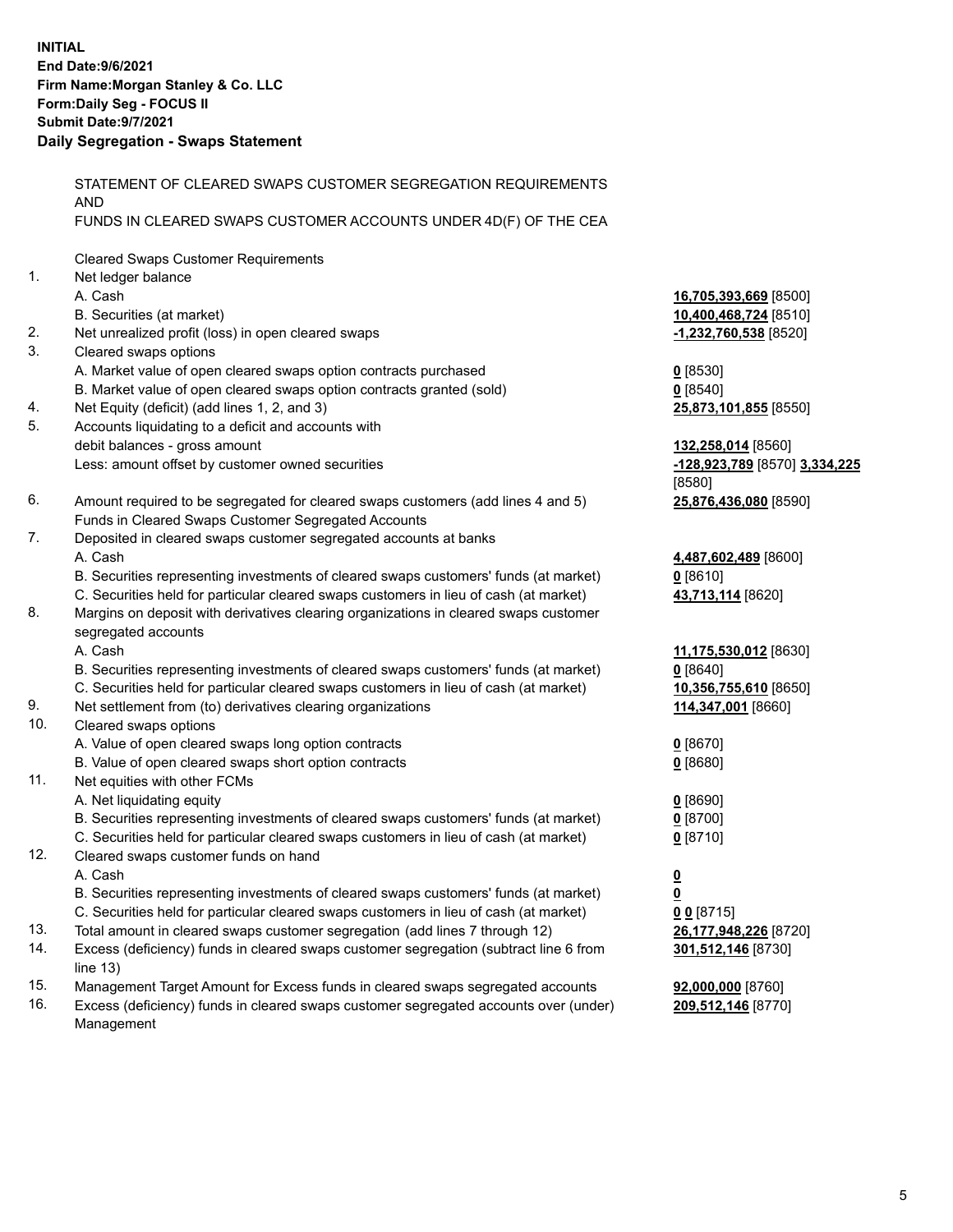**INITIAL**
**End Date:9/6/2021**
**Firm Name:Morgan Stanley & Co. LLC**
**Form:Daily Seg - FOCUS II**
**Submit Date:9/7/2021**
**Daily Segregation - Swaps Statement**

STATEMENT OF CLEARED SWAPS CUSTOMER SEGREGATION REQUIREMENTS AND FUNDS IN CLEARED SWAPS CUSTOMER ACCOUNTS UNDER 4D(F) OF THE CEA

| | | |
|---|---|---|
| | Cleared Swaps Customer Requirements | |
| 1. | Net ledger balance | |
| | A. Cash | **16,705,393,669** [8500] |
| | B. Securities (at market) | **10,400,468,724** [8510] |
| 2. | Net unrealized profit (loss) in open cleared swaps | **-1,232,760,538** [8520] |
| 3. | Cleared swaps options | |
| | A. Market value of open cleared swaps option contracts purchased | **0** [8530] |
| | B. Market value of open cleared swaps option contracts granted (sold) | **0** [8540] |
| 4. | Net Equity (deficit) (add lines 1, 2, and 3) | **25,873,101,855** [8550] |
| 5. | Accounts liquidating to a deficit and accounts with debit balances - gross amount | **132,258,014** [8560] |
| | Less: amount offset by customer owned securities | **-128,923,789** [8570] **3,334,225** [8580] |
| 6. | Amount required to be segregated for cleared swaps customers (add lines 4 and 5) | **25,876,436,080** [8590] |
| | Funds in Cleared Swaps Customer Segregated Accounts | |
| 7. | Deposited in cleared swaps customer segregated accounts at banks | |
| | A. Cash | **4,487,602,489** [8600] |
| | B. Securities representing investments of cleared swaps customers' funds (at market) | **0** [8610] |
| | C. Securities held for particular cleared swaps customers in lieu of cash (at market) | **43,713,114** [8620] |
| 8. | Margins on deposit with derivatives clearing organizations in cleared swaps customer segregated accounts | |
| | A. Cash | **11,175,530,012** [8630] |
| | B. Securities representing investments of cleared swaps customers' funds (at market) | **0** [8640] |
| | C. Securities held for particular cleared swaps customers in lieu of cash (at market) | **10,356,755,610** [8650] |
| 9. | Net settlement from (to) derivatives clearing organizations | **114,347,001** [8660] |
| 10. | Cleared swaps options | |
| | A. Value of open cleared swaps long option contracts | **0** [8670] |
| | B. Value of open cleared swaps short option contracts | **0** [8680] |
| 11. | Net equities with other FCMs | |
| | A. Net liquidating equity | **0** [8690] |
| | B. Securities representing investments of cleared swaps customers' funds (at market) | **0** [8700] |
| | C. Securities held for particular cleared swaps customers in lieu of cash (at market) | **0** [8710] |
| 12. | Cleared swaps customer funds on hand | |
| | A. Cash | **0** |
| | B. Securities representing investments of cleared swaps customers' funds (at market) | **0** |
| | C. Securities held for particular cleared swaps customers in lieu of cash (at market) | **0** **0** [8715] |
| 13. | Total amount in cleared swaps customer segregation (add lines 7 through 12) | **26,177,948,226** [8720] |
| 14. | Excess (deficiency) funds in cleared swaps customer segregation (subtract line 6 from line 13) | **301,512,146** [8730] |
| 15. | Management Target Amount for Excess funds in cleared swaps segregated accounts | **92,000,000** [8760] |
| 16. | Excess (deficiency) funds in cleared swaps customer segregated accounts over (under) Management | **209,512,146** [8770] |